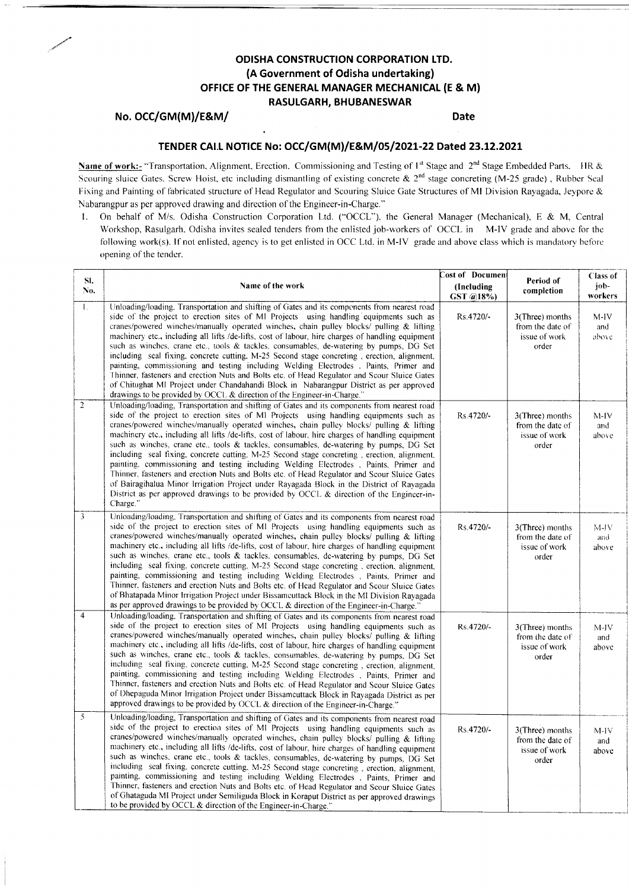# ODISHA CONSTRUCTION CORPORATION LTD.
## (A Government of Odisha undertaking)
## OFFICE OF THE GENERAL MANAGER MECHANICAL (E & M)
## RASULGARH, BHUBANESWAR

**No. OCC/GM(M)/E&M/** **Date**

### TENDER CALL NOTICE No: OCC/GM(M)/E&M/05/2021-22 Dated 23.12.2021

**Name of work:-** "Transportation, Alignment, Erection, Commissioning and Testing of 1st Stage and 2nd Stage Embedded Parts, HR & Scouring sluice Gates, Screw Hoist, etc including dismantling of existing concrete & 2nd stage concreting (M-25 grade), Rubber Seal Fixing and Painting of fabricated structure of Head Regulator and Scouring Sluice Gate Structures of MI Division Rayagada, Jeypore & Nabarangpur as per approved drawing and direction of the Engineer-in-Charge."

1. On behalf of M/s. Odisha Construction Corporation Ltd. ("OCCL"), the General Manager (Mechanical), E & M, Central Workshop, Rasulgarh, Odisha invites sealed tenders from the enlisted job-workers of OCCL in M-IV grade and above for the following work(s). If not enlisted, agency is to get enlisted in OCC Ltd. in M-IV grade and above class which is mandatory before opening of the tender.

| Sl. No. | Name of the work | Cost of Document (Including GST @18%) | Period of completion | Class of job-workers |
|---|---|---|---|---|
| 1. | Unloading/loading, Transportation and shifting of Gates and its components from nearest road side of the project to erection sites of MI Projects using handling equipments such as cranes/powered winches/manually operated winches, chain pulley blocks/ pulling & lifting machinery etc., including all lifts /de-lifts, cost of labour, hire charges of handling equipment such as winches, crane etc., tools & tackles, consumables, de-watering by pumps, DG Set including seal fixing, concrete cutting, M-25 Second stage concreting , erection, alignment, painting, commissioning and testing including Welding Electrodes , Paints, Primer and Thinner, fasteners and erection Nuts and Bolts etc. of Head Regulator and Scour Sluice Gates of Chitughat MI Project under Chandahandi Block in Nabarangpur District as per approved drawings to be provided by OCCL & direction of the Engineer-in-Charge." | Rs.4720/- | 3(Three) months from the date of issue of work order | M-IV and above |
| 2 | Unloading/loading, Transportation and shifting of Gates and its components from nearest road side of the project to erection sites of MI Projects using handling equipments such as cranes/powered winches/manually operated winches, chain pulley blocks/ pulling & lifting machinery etc., including all lifts /de-lifts, cost of labour, hire charges of handling equipment such as winches, crane etc., tools & tackles, consumables, de-watering by pumps, DG Set including seal fixing, concrete cutting, M-25 Second stage concreting , erection, alignment, painting, commissioning and testing including Welding Electrodes , Paints, Primer and Thinner, fasteners and erection Nuts and Bolts etc. of Head Regulator and Scour Sluice Gates of Bairagihalua Minor Irrigation Project under Rayagada Block in the District of Rayagada District as per approved drawings to be provided by OCCL & direction of the Engineer-in-Charge." | Rs.4720/- | 3(Three) months from the date of issue of work order | M-IV and above |
| 3 | Unloading/loading, Transportation and shifting of Gates and its components from nearest road side of the project to erection sites of MI Projects using handling equipments such as cranes/powered winches/manually operated winches, chain pulley blocks/ pulling & lifting machinery etc., including all lifts /de-lifts, cost of labour, hire charges of handling equipment such as winches, crane etc., tools & tackles, consumables, de-watering by pumps, DG Set including seal fixing, concrete cutting, M-25 Second stage concreting , erection, alignment, painting, commissioning and testing including Welding Electrodes , Paints, Primer and Thinner, fasteners and erection Nuts and Bolts etc. of Head Regulator and Scour Sluice Gates of Bhatapada Minor Irrigation Project under Bissamcuttack Block in the MI Division Rayagada as per approved drawings to be provided by OCCL & direction of the Engineer-in-Charge." | Rs.4720/- | 3(Three) months from the date of issue of work order | M-IV and above |
| 4 | Unloading/loading, Transportation and shifting of Gates and its components from nearest road side of the project to erection sites of MI Projects using handling equipments such as cranes/powered winches/manually operated winches, chain pulley blocks/ pulling & lifting machinery etc., including all lifts /de-lifts, cost of labour, hire charges of handling equipment such as winches, crane etc., tools & tackles, consumables, de-watering by pumps, DG Set including seal fixing, concrete cutting, M-25 Second stage concreting , erection, alignment, painting, commissioning and testing including Welding Electrodes , Paints, Primer and Thinner, fasteners and erection Nuts and Bolts etc. of Head Regulator and Scour Sluice Gates of Dhepaguda Minor Irrigation Project under Bissamcuttack Block in Rayagada District as per approved drawings to be provided by OCCL & direction of the Engineer-in-Charge." | Rs.4720/- | 3(Three) months from the date of issue of work order | M-IV and above |
| 5 | Unloading/loading, Transportation and shifting of Gates and its components from nearest road side of the project to erection sites of MI Projects using handling equipments such as cranes/powered winches/manually operated winches, chain pulley blocks/ pulling & lifting machinery etc., including all lifts /de-lifts, cost of labour, hire charges of handling equipment such as winches, crane etc., tools & tackles, consumables, de-watering by pumps, DG Set including seal fixing, concrete cutting, M-25 Second stage concreting , erection, alignment, painting, commissioning and testing including Welding Electrodes , Paints, Primer and Thinner, fasteners and erection Nuts and Bolts etc. of Head Regulator and Scour Sluice Gates of Ghataguda MI Project under Semiliguda Block in Koraput District as per approved drawings to be provided by OCCL & direction of the Engineer-in-Charge." | Rs.4720/- | 3(Three) months from the date of issue of work order | M-IV and above |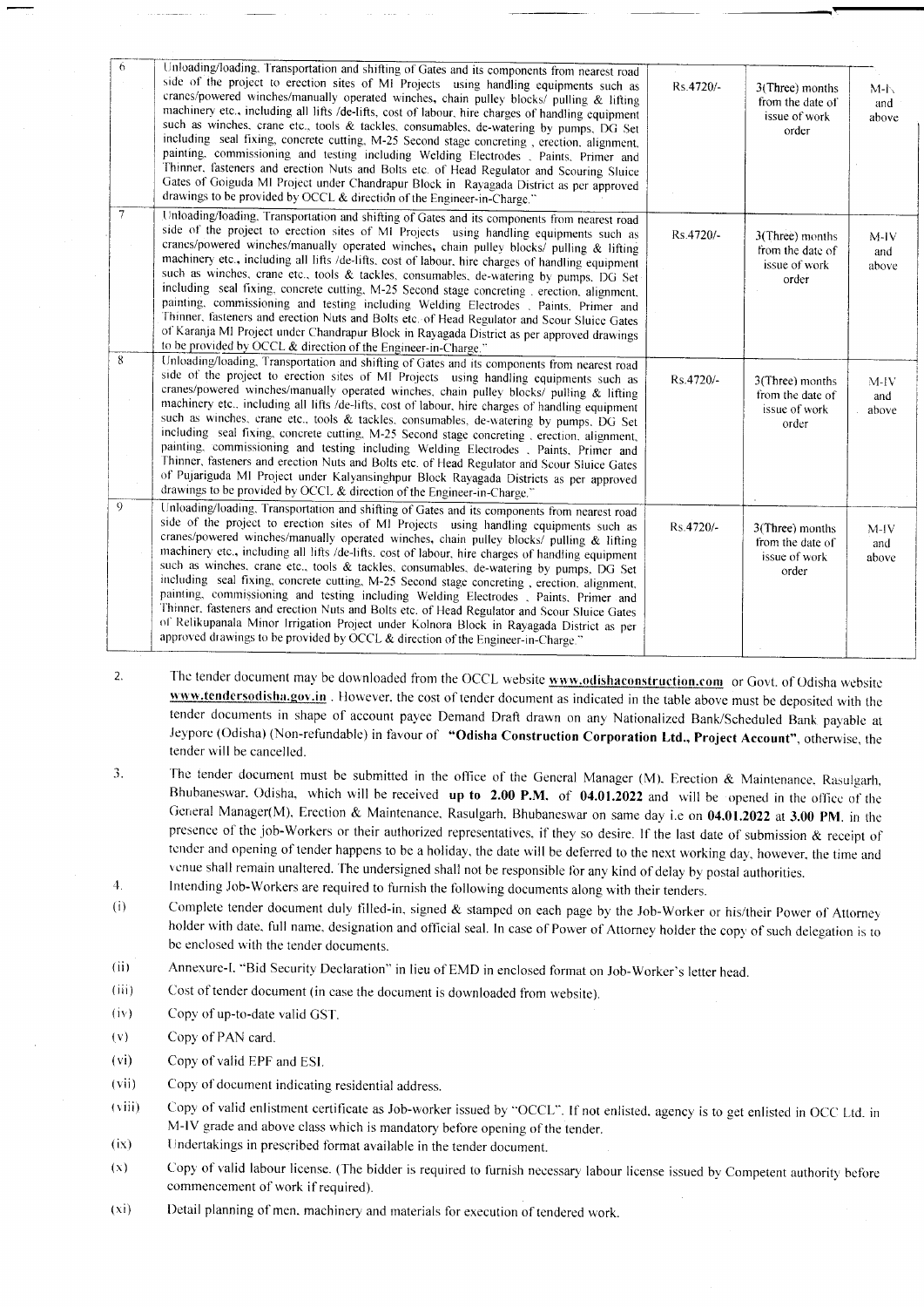| 6 | Unloading/loading, Transportation and shifting of Gates and its components from nearest road side of the project to erection sites of MI Projects using handling equipments such as cranes/powered winches/manually operated winches, chain pulley blocks/ pulling & lifting machinery etc., including all lifts /de-lifts, cost of labour, hire charges of handling equipment such as winches, crane etc., tools & tackles, consumables, de-watering by pumps, DG Set including seal fixing, concrete cutting, M-25 Second stage concreting , erection, alignment, painting, commissioning and testing including Welding Electrodes , Paints, Primer and Thinner, fasteners and erection Nuts and Bolts etc. of Head Regulator and Scouring Sluice Gates of Goiguda MI Project under Chandrapur Block in Rayagada District as per approved drawings to be provided by OCCL & direction of the Engineer-in-Charge." | Rs.4720/- | 3(Three) months from the date of issue of work order | M-IV and above |
|---|---|---|---|---|
| 7 | Unloading/loading, Transportation and shifting of Gates and its components from nearest road side of the project to erection sites of MI Projects using handling equipments such as cranes/powered winches/manually operated winches, chain pulley blocks/ pulling & lifting machinery etc., including all lifts /de-lifts, cost of labour, hire charges of handling equipment such as winches, crane etc., tools & tackles, consumables, de-watering by pumps, DG Set including seal fixing, concrete cutting, M-25 Second stage concreting , erection, alignment, painting, commissioning and testing including Welding Electrodes , Paints, Primer and Thinner, fasteners and erection Nuts and Bolts etc. of Head Regulator and Scour Sluice Gates of Karanja MI Project under Chandrapur Block in Rayagada District as per approved drawings to be provided by OCCL & direction of the Engineer-in-Charge." | Rs.4720/- | 3(Three) months from the date of issue of work order | M-IV and above |
| 8 | Unloading/loading, Transportation and shifting of Gates and its components from nearest road side of the project to erection sites of MI Projects using handling equipments such as cranes/powered winches/manually operated winches, chain pulley blocks/ pulling & lifting machinery etc., including all lifts /de-lifts, cost of labour, hire charges of handling equipment such as winches, crane etc., tools & tackles, consumables, de-watering by pumps, DG Set including seal fixing, concrete cutting, M-25 Second stage concreting , erection, alignment, painting, commissioning and testing including Welding Electrodes , Paints, Primer and Thinner, fasteners and erection Nuts and Bolts etc. of Head Regulator and Scour Sluice Gates of Pujariguda MI Project under Kalyansinghpur Block Rayagada Districts as per approved drawings to be provided by OCCL & direction of the Engineer-in-Charge." | Rs.4720/- | 3(Three) months from the date of issue of work order | M-IV and above |
| 9 | Unloading/loading, Transportation and shifting of Gates and its components from nearest road side of the project to erection sites of MI Projects using handling equipments such as cranes/powered winches/manually operated winches, chain pulley blocks/ pulling & lifting machinery etc., including all lifts /de-lifts, cost of labour, hire charges of handling equipment such as winches, crane etc., tools & tackles, consumables, de-watering by pumps, DG Set including seal fixing, concrete cutting, M-25 Second stage concreting , erection, alignment, painting, commissioning and testing including Welding Electrodes , Paints, Primer and Thinner, fasteners and erection Nuts and Bolts etc. of Head Regulator and Scour Sluice Gates of Relikupanala Minor Irrigation Project under Kolnora Block in Rayagada District as per approved drawings to be provided by OCCL & direction of the Engineer-in-Charge." | Rs.4720/- | 3(Three) months from the date of issue of work order | M-IV and above |

2. The tender document may be downloaded from the OCCL website **www.odishaconstruction.com** or Govt. of Odisha website **www.tendersodisha.gov.in** . However, the cost of tender document as indicated in the table above must be deposited with the tender documents in shape of account payee Demand Draft drawn on any Nationalized Bank/Scheduled Bank payable at Jeypore (Odisha) (Non-refundable) in favour of **"Odisha Construction Corporation Ltd., Project Account"**, otherwise, the tender will be cancelled.

3. The tender document must be submitted in the office of the General Manager (M), Erection & Maintenance, Rasulgarh, Bhubaneswar, Odisha, which will be received **up to 2.00 P.M.** of **04.01.2022** and will be opened in the office of the General Manager(M), Erection & Maintenance, Rasulgarh, Bhubaneswar on same day i.e on **04.01.2022** at **3.00 PM**. in the presence of the job-Workers or their authorized representatives, if they so desire. If the last date of submission & receipt of tender and opening of tender happens to be a holiday, the date will be deferred to the next working day, however, the time and venue shall remain unaltered. The undersigned shall not be responsible for any kind of delay by postal authorities.

4. Intending Job-Workers are required to furnish the following documents along with their tenders.

(i) Complete tender document duly filled-in, signed & stamped on each page by the Job-Worker or his/their Power of Attorney holder with date, full name, designation and official seal. In case of Power of Attorney holder the copy of such delegation is to be enclosed with the tender documents.

(ii) Annexure-I, "Bid Security Declaration" in lieu of EMD in enclosed format on Job-Worker's letter head.

(iii) Cost of tender document (in case the document is downloaded from website).

(iv) Copy of up-to-date valid GST.

(v) Copy of PAN card.

(vi) Copy of valid EPF and ESI.

(vii) Copy of document indicating residential address.

(viii) Copy of valid enlistment certificate as Job-worker issued by "OCCL". If not enlisted, agency is to get enlisted in OCC Ltd. in M-IV grade and above class which is mandatory before opening of the tender.

(ix) Undertakings in prescribed format available in the tender document.

(x) Copy of valid labour license. (The bidder is required to furnish necessary labour license issued by Competent authority before commencement of work if required).

(xi) Detail planning of men, machinery and materials for execution of tendered work.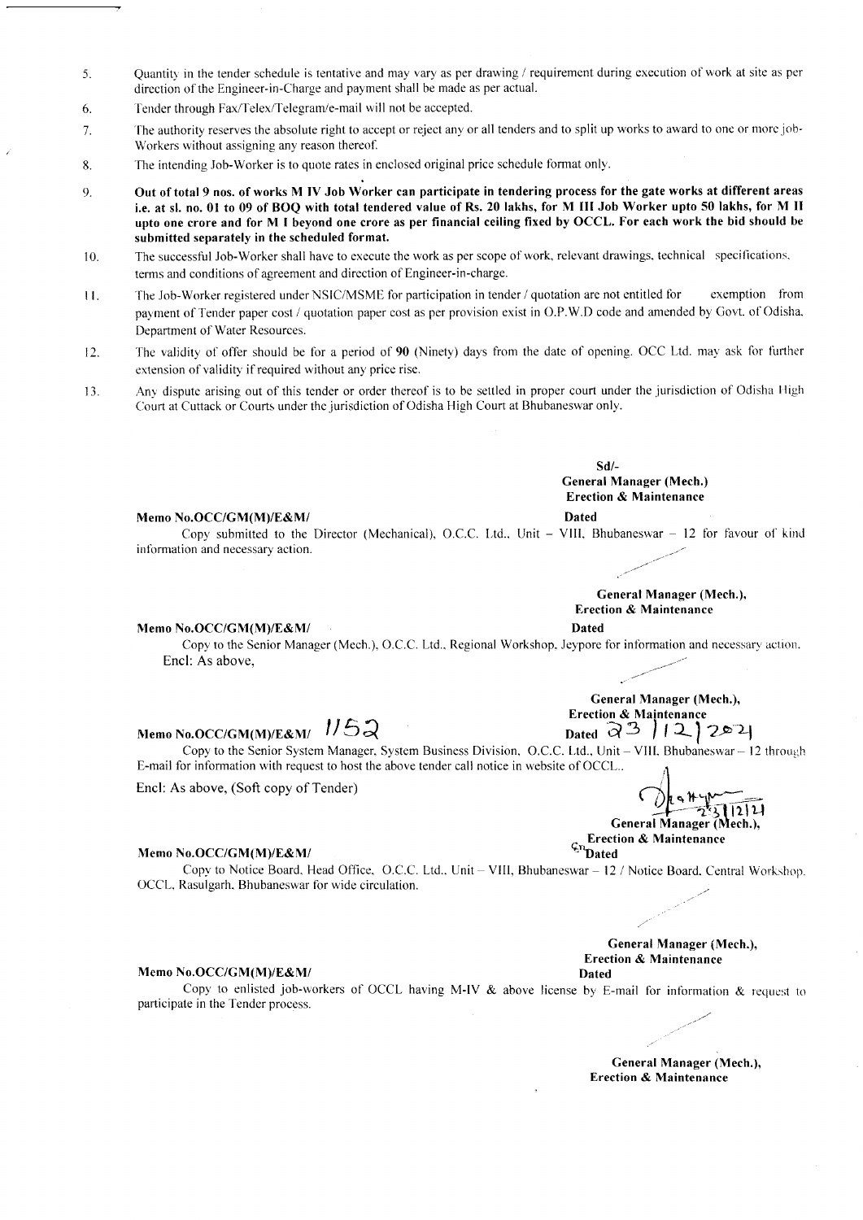5. Quantity in the tender schedule is tentative and may vary as per drawing / requirement during execution of work at site as per direction of the Engineer-in-Charge and payment shall be made as per actual.
6. Tender through Fax/Telex/Telegram/e-mail will not be accepted.
7. The authority reserves the absolute right to accept or reject any or all tenders and to split up works to award to one or more job-Workers without assigning any reason thereof.
8. The intending Job-Worker is to quote rates in enclosed original price schedule format only.
9. **Out of total 9 nos. of works M IV Job Worker can participate in tendering process for the gate works at different areas i.e. at sl. no. 01 to 09 of BOQ with total tendered value of Rs. 20 lakhs, for M III Job Worker upto 50 lakhs, for M II upto one crore and for M I beyond one crore as per financial ceiling fixed by OCCL. For each work the bid should be submitted separately in the scheduled format.**
10. The successful Job-Worker shall have to execute the work as per scope of work, relevant drawings, technical specifications, terms and conditions of agreement and direction of Engineer-in-charge.
11. The Job-Worker registered under NSIC/MSME for participation in tender / quotation are not entitled for exemption from payment of Tender paper cost / quotation paper cost as per provision exist in O.P.W.D code and amended by Govt. of Odisha, Department of Water Resources.
12. The validity of offer should be for a period of **90** (Ninety) days from the date of opening. OCC Ltd. may ask for further extension of validity if required without any price rise.
13. Any dispute arising out of this tender or order thereof is to be settled in proper court under the jurisdiction of Odisha High Court at Cuttack or Courts under the jurisdiction of Odisha High Court at Bhubaneswar only.

**Sd/-**
**General Manager (Mech.)**
**Erection & Maintenance**

**Memo No.OCC/GM(M)/E&M/** **Dated**

Copy submitted to the Director (Mechanical), O.C.C. Ltd., Unit – VIII, Bhubaneswar – 12 for favour of kind information and necessary action.

**General Manager (Mech.),**
**Erection & Maintenance**

**Memo No.OCC/GM(M)/E&M/** **Dated**

Copy to the Senior Manager (Mech.), O.C.C. Ltd., Regional Workshop, Jeypore for information and necessary action.
Encl: As above,

**General Manager (Mech.),**
**Erection & Maintenance**

**Memo No.OCC/GM(M)/E&M/** 1152 **Dated** 23/12/2021

Copy to the Senior System Manager, System Business Division, O.C.C. Ltd., Unit – VIII, Bhubaneswar – 12 through E-mail for information with request to host the above tender call notice in website of OCCL.

Encl: As above, (Soft copy of Tender)

23/12/21
**General Manager (Mech.),**
**Erection & Maintenance**

**Memo No.OCC/GM(M)/E&M/** **Dated**

Copy to Notice Board, Head Office, O.C.C. Ltd., Unit – VIII, Bhubaneswar – 12 / Notice Board, Central Workshop, OCCL, Rasulgarh, Bhubaneswar for wide circulation.

**General Manager (Mech.),**
**Erection & Maintenance**

**Memo No.OCC/GM(M)/E&M/** **Dated**

Copy to enlisted job-workers of OCCL having M-IV & above license by E-mail for information & request to participate in the Tender process.

**General Manager (Mech.),**
**Erection & Maintenance**